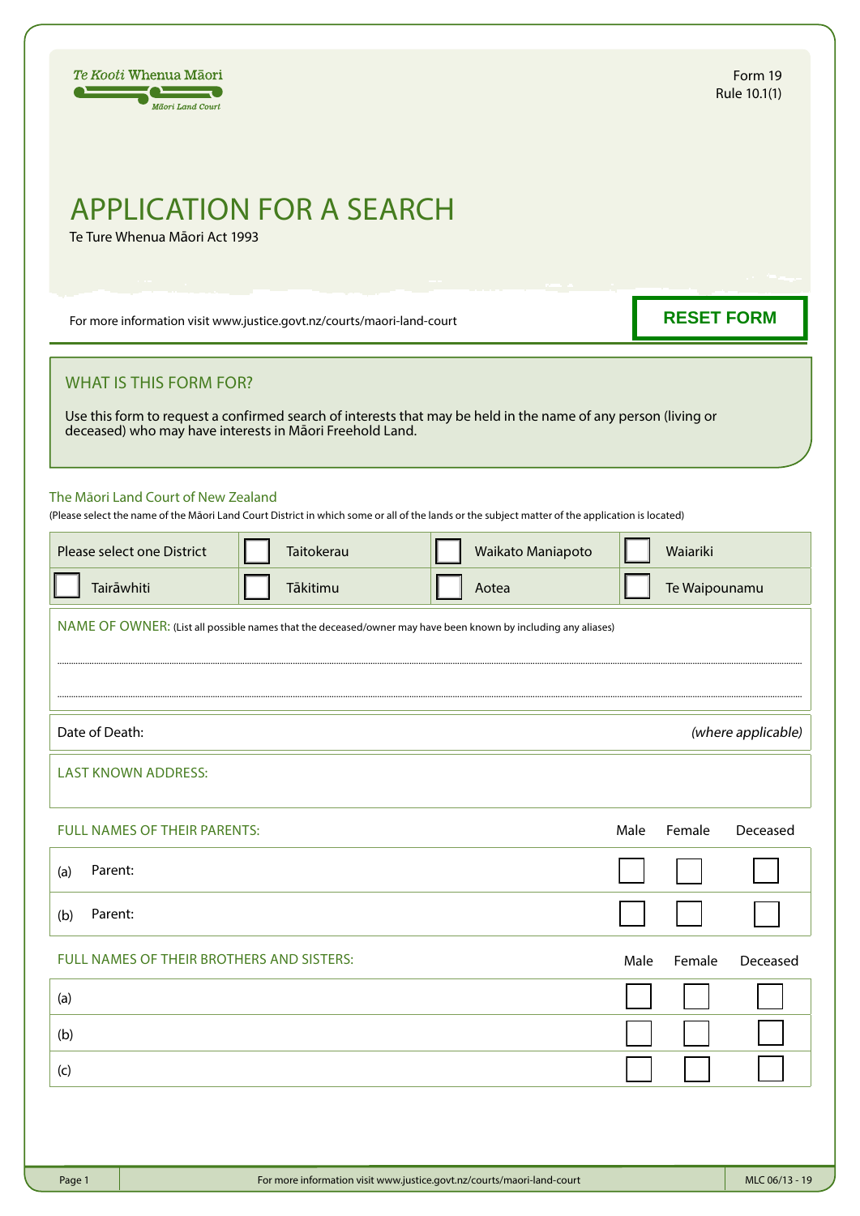Te Kooti Whenua Māori
Māori Land Court

Form 19
Rule 10.1(1)

# APPLICATION FOR A SEARCH

Te Ture Whenua Māori Act 1993

For more information visit www.justice.govt.nz/courts/maori-land-court

RESET FORM

## WHAT IS THIS FORM FOR?

Use this form to request a confirmed search of interests that may be held in the name of any person (living or deceased) who may have interests in Māori Freehold Land.

### The Māori Land Court of New Zealand

(Please select the name of the Māori Land Court District in which some or all of the lands or the subject matter of the application is located)

| Please select one District | ☐ Taitokerau | ☐ Waikato Maniapoto | ☐ Waiariki |
|---|---|---|---|
| ☐ Tairāwhiti | ☐ Tākitimu | ☐ Aotea | ☐ Te Waipounamu |

NAME OF OWNER: (List all possible names that the deceased/owner may have been known by including any aliases)

..............................................................................................................................

..............................................................................................................................

Date of Death: *(where applicable)*

LAST KNOWN ADDRESS:

| FULL NAMES OF THEIR PARENTS: | Male | Female | Deceased |
|---|---|---|---|
| (a) Parent: | ☐ | ☐ | ☐ |
| (b) Parent: | ☐ | ☐ | ☐ |

| FULL NAMES OF THEIR BROTHERS AND SISTERS: | Male | Female | Deceased |
|---|---|---|---|
| (a) | ☐ | ☐ | ☐ |
| (b) | ☐ | ☐ | ☐ |
| (c) | ☐ | ☐ | ☐ |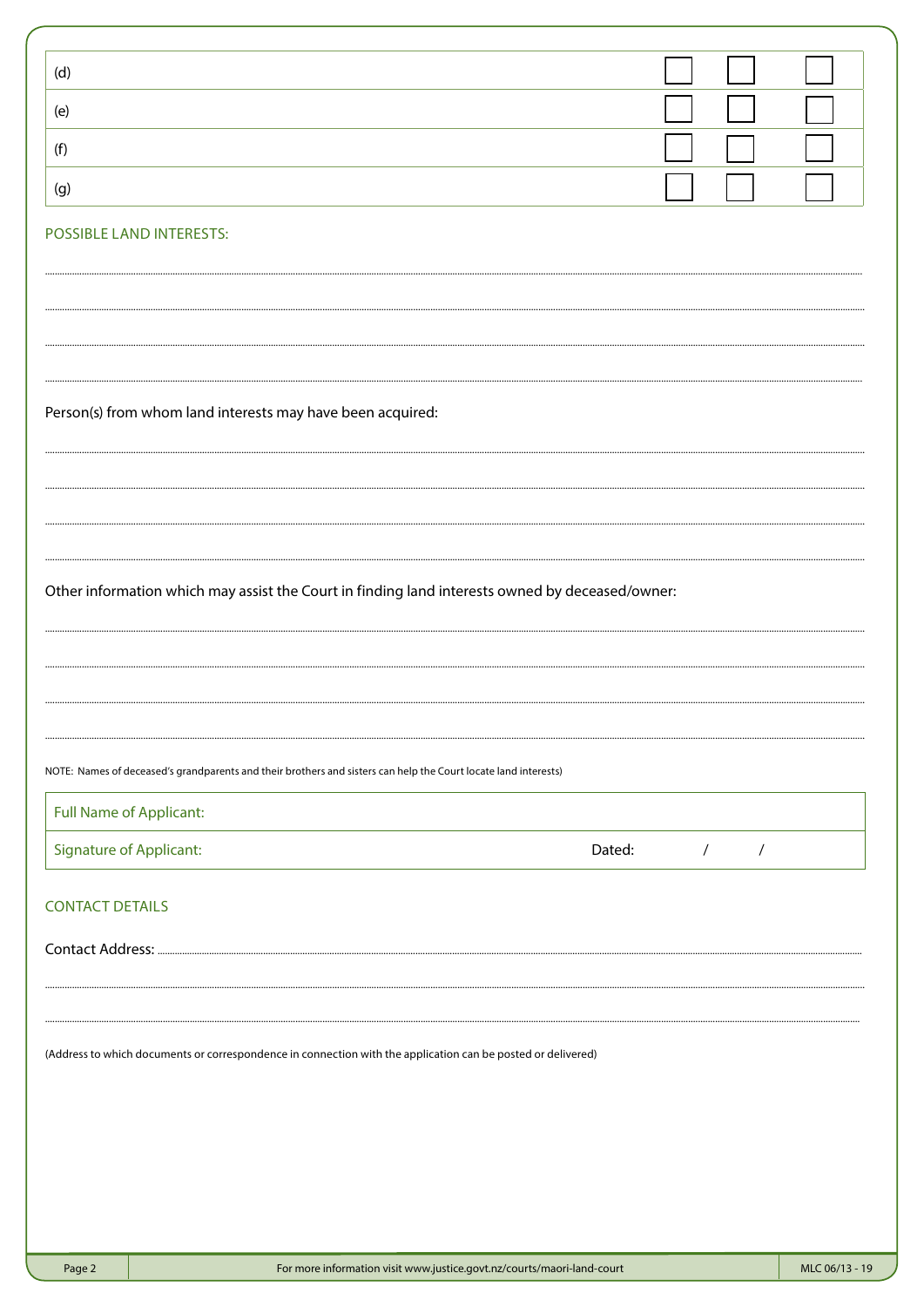| | | | |
|---|---|---|---|
| (d) | ☐ | ☐ | ☐ |
| (e) | ☐ | ☐ | ☐ |
| (f) | ☐ | ☐ | ☐ |
| (g) | ☐ | ☐ | ☐ |

## POSSIBLE LAND INTERESTS:

.....................................................................................................................................................................

.....................................................................................................................................................................

.....................................................................................................................................................................

.....................................................................................................................................................................

Person(s) from whom land interests may have been acquired:

.....................................................................................................................................................................

.....................................................................................................................................................................

.....................................................................................................................................................................

.....................................................................................................................................................................

Other information which may assist the Court in finding land interests owned by deceased/owner:

.....................................................................................................................................................................

.....................................................................................................................................................................

.....................................................................................................................................................................

.....................................................................................................................................................................

NOTE: Names of deceased's grandparents and their brothers and sisters can help the Court locate land interests)

| | |
|---|---|
| Full Name of Applicant: | |
| Signature of Applicant: | Dated: / / |

## CONTACT DETAILS

Contact Address: .........................................................................................................................................

.....................................................................................................................................................................

.....................................................................................................................................................................

(Address to which documents or correspondence in connection with the application can be posted or delivered)

For more information visit www.justice.govt.nz/courts/maori-land-court

MLC 06/13 - 19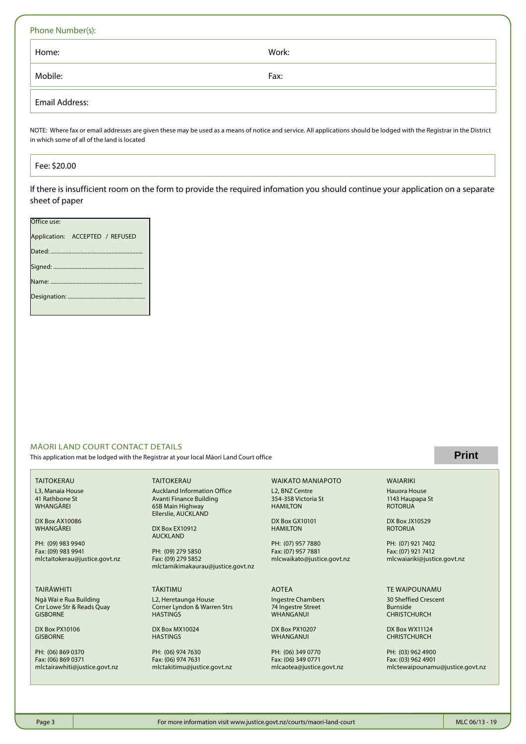Phone Number(s):

| | |
|---|---|
| Home: | Work: |
| Mobile: | Fax: |
| Email Address: | |

NOTE: Where fax or email addresses are given these may be used as a means of notice and service. All applications should be lodged with the Registrar in the District in which some of all of the land is located

Fee: $20.00

If there is insufficient room on the form to provide the required infomation you should continue your application on a separate sheet of paper

Office use:

Application: ACCEPTED / REFUSED

Dated: ............................................................

Signed: ............................................................

Name: ............................................................

Designation: ..................................................

## MĀORI LAND COURT CONTACT DETAILS

This application mat be lodged with the Registrar at your local Māori Land Court office

Print

**TAITOKERAU**
L3, Manaia House
41 Rathbone St
WHANGĀREI

DX Box AX10086
WHANGĀREI

PH: (09) 983 9940
Fax: (09) 983 9941
mlctaitokerau@justice.govt.nz

**TAITOKERAU**
Auckland Information Office
Avanti Finance Building
65B Main Highway
Ellerslie, AUCKLAND

DX Box EX10912
AUCKLAND

PH: (09) 279 5850
Fax: (09) 279 5852
mlctamikimakaurau@justice.govt.nz

**WAIKATO MANIAPOTO**
L2, BNZ Centre
354-358 Victoria St
HAMILTON

DX Box GX10101
HAMILTON

PH: (07) 957 7880
Fax: (07) 957 7881
mlcwaikato@justice.govt.nz

**WAIARIKI**
Hauora House
1143 Haupapa St
ROTORUA

DX Box JX10529
ROTORUA

PH: (07) 921 7402
Fax: (07) 921 7412
mlcwaiariki@justice.govt.nz

**TAIRĀWHITI**
Ngā Wai e Rua Building
Cnr Lowe Str & Reads Quay
GISBORNE

DX Box PX10106
GISBORNE

PH: (06) 869 0370
Fax: (06) 869 0371
mlctairawhiti@justice.govt.nz

**TĀKITIMU**
L2, Heretaunga House
Corner Lyndon & Warren Strs
HASTINGS

DX Box MX10024
HASTINGS

PH: (06) 974 7630
Fax: (06) 974 7631
mlctakitimu@justice.govt.nz

**AOTEA**
Ingestre Chambers
74 Ingestre Street
WHANGANUI

DX Box PX10207
WHANGANUI

PH: (06) 349 0770
Fax: (06) 349 0771
mlcaotea@justice.govt.nz

**TE WAIPOUNAMU**
30 Sheffied Crescent
Burnside
CHRISTCHURCH

DX Box WX11124
CHRISTCHURCH

PH: (03) 962 4900
Fax: (03) 962 4901
mlctewaipounamu@justice.govt.nz

For more information visit www.justice.govt.nz/courts/maori-land-court

MLC 06/13 - 19